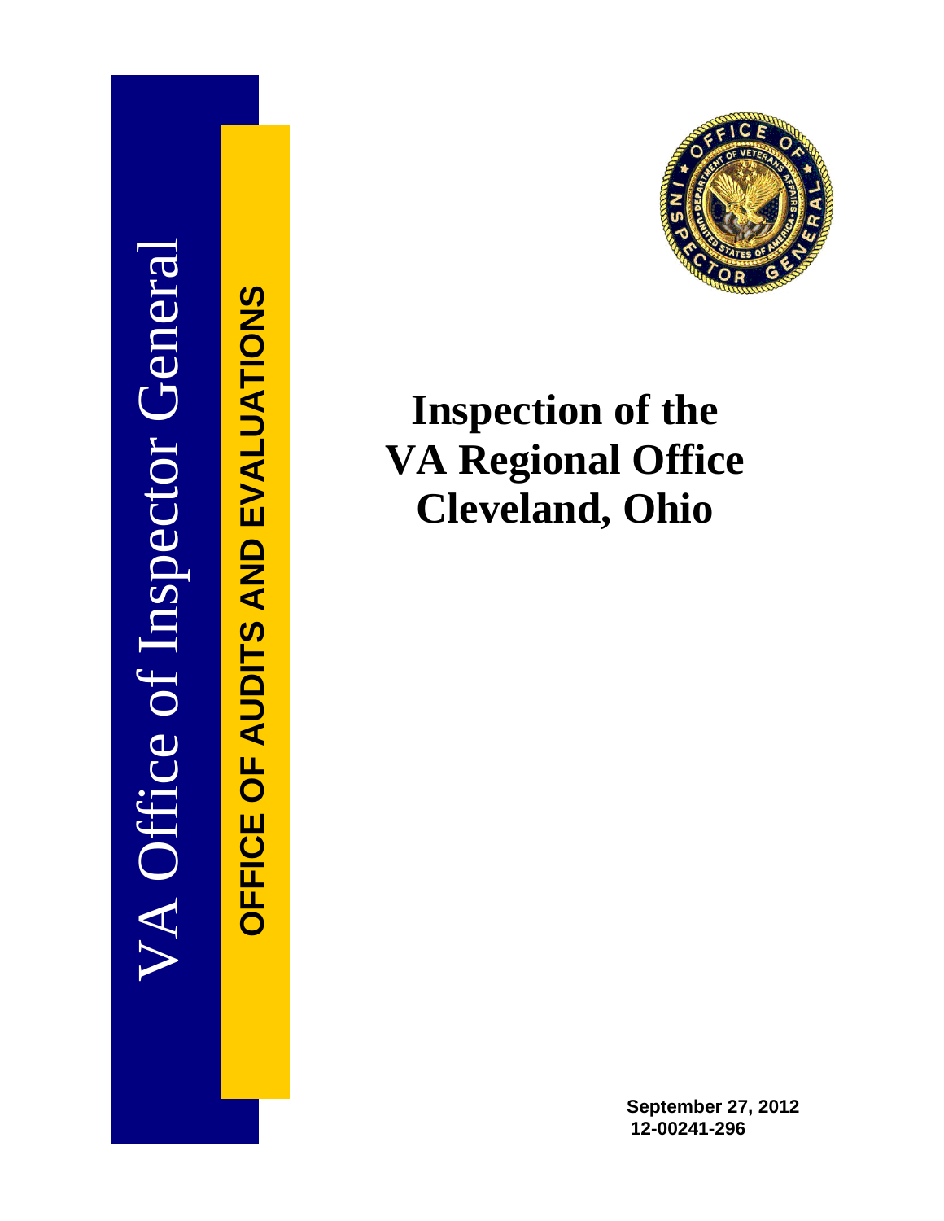VA Office of Inspector General

OFFICE OF AUDITS AND EVALUATIONS

# Inspection of the VA Regional Office Cleveland, Ohio

September 27, 2012
12-00241-296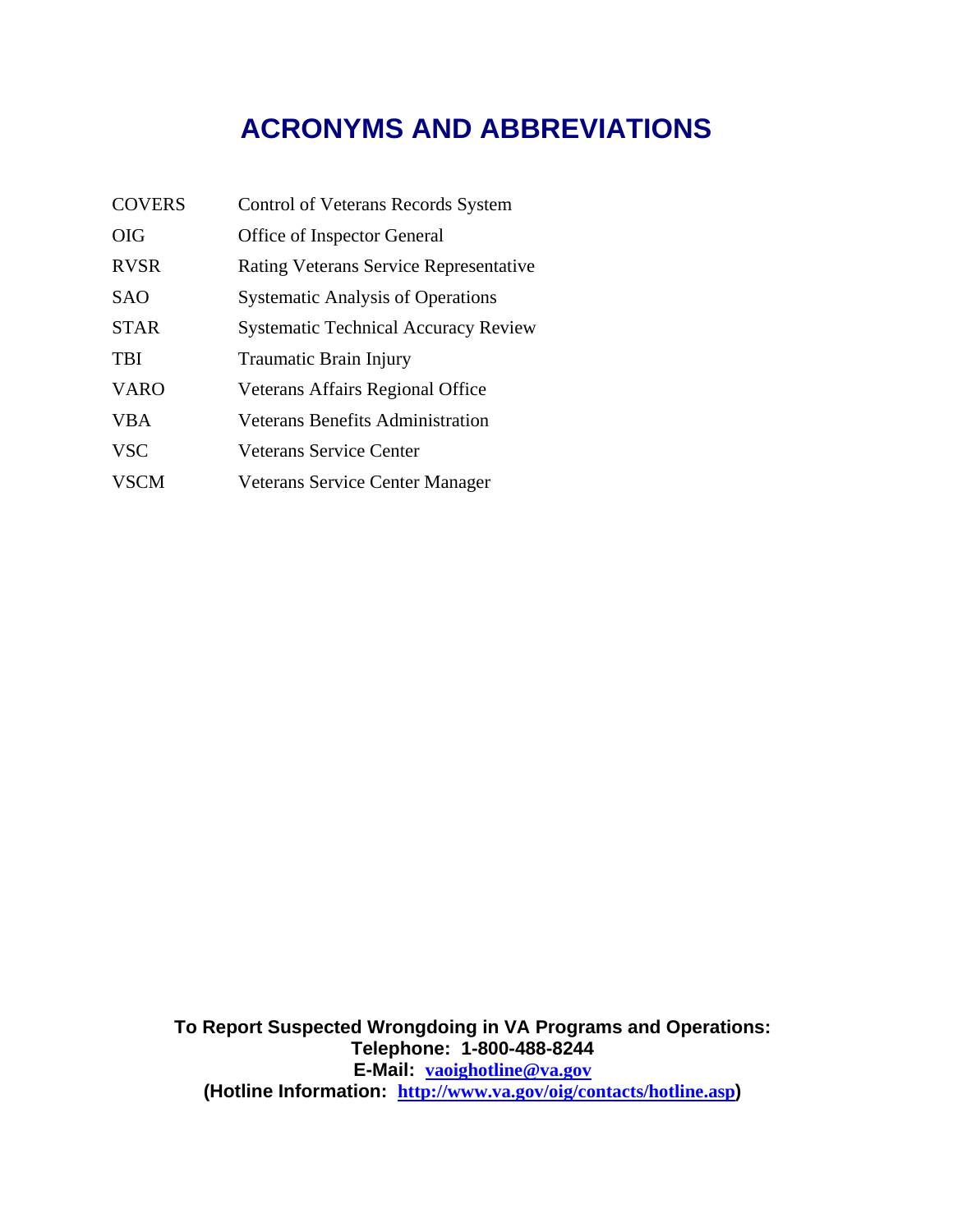# ACRONYMS AND ABBREVIATIONS

| | |
|---|---|
| COVERS | Control of Veterans Records System |
| OIG | Office of Inspector General |
| RVSR | Rating Veterans Service Representative |
| SAO | Systematic Analysis of Operations |
| STAR | Systematic Technical Accuracy Review |
| TBI | Traumatic Brain Injury |
| VARO | Veterans Affairs Regional Office |
| VBA | Veterans Benefits Administration |
| VSC | Veterans Service Center |
| VSCM | Veterans Service Center Manager |

**To Report Suspected Wrongdoing in VA Programs and Operations:**
**Telephone: 1-800-488-8244**
**E-Mail: vaoighotline@va.gov**
**(Hotline Information: http://www.va.gov/oig/contacts/hotline.asp)**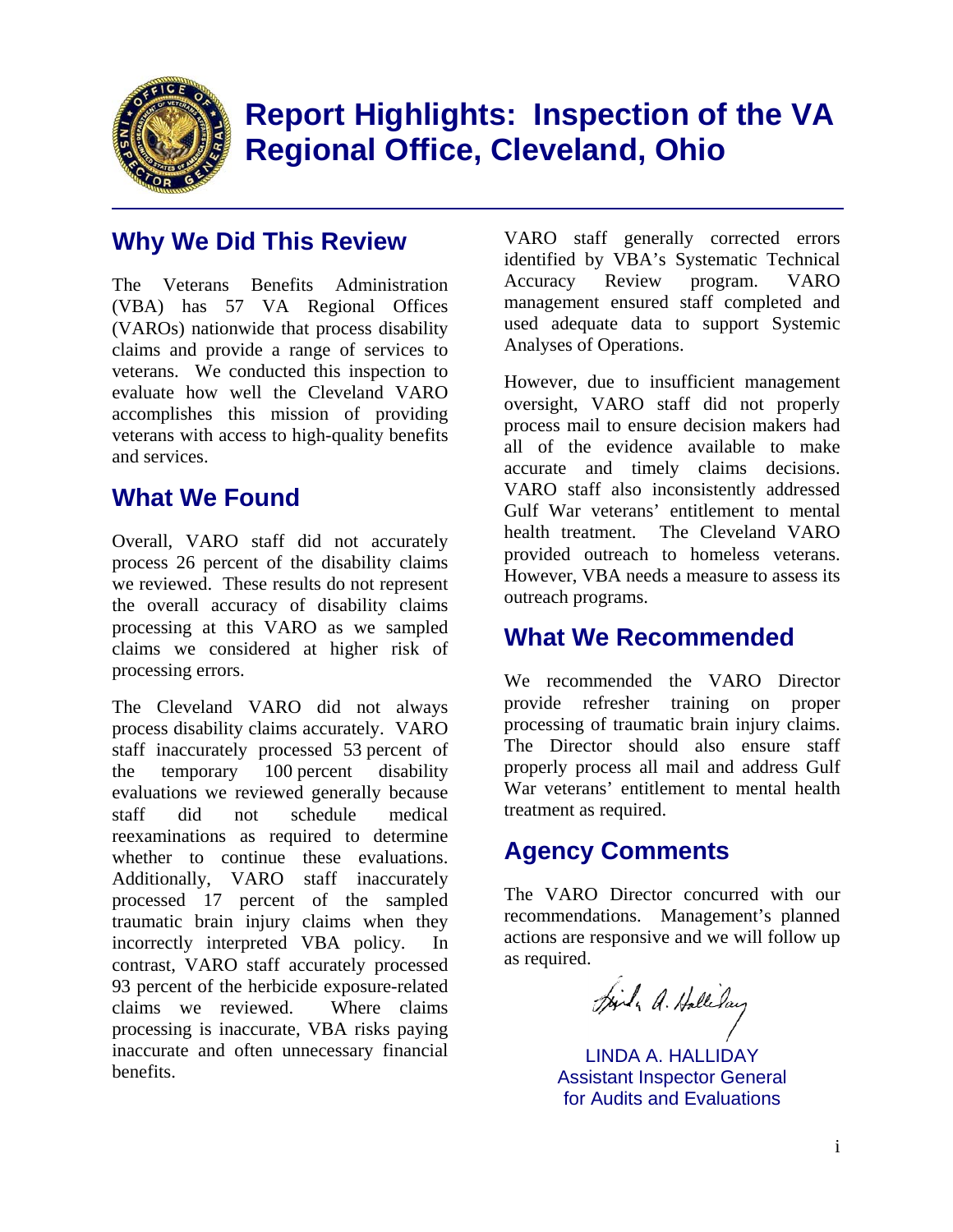# Report Highlights: Inspection of the VA Regional Office, Cleveland, Ohio

## Why We Did This Review

The Veterans Benefits Administration (VBA) has 57 VA Regional Offices (VAROs) nationwide that process disability claims and provide a range of services to veterans. We conducted this inspection to evaluate how well the Cleveland VARO accomplishes this mission of providing veterans with access to high-quality benefits and services.

## What We Found

Overall, VARO staff did not accurately process 26 percent of the disability claims we reviewed. These results do not represent the overall accuracy of disability claims processing at this VARO as we sampled claims we considered at higher risk of processing errors.

The Cleveland VARO did not always process disability claims accurately. VARO staff inaccurately processed 53 percent of the temporary 100 percent disability evaluations we reviewed generally because staff did not schedule medical reexaminations as required to determine whether to continue these evaluations. Additionally, VARO staff inaccurately processed 17 percent of the sampled traumatic brain injury claims when they incorrectly interpreted VBA policy. In contrast, VARO staff accurately processed 93 percent of the herbicide exposure-related claims we reviewed. Where claims processing is inaccurate, VBA risks paying inaccurate and often unnecessary financial benefits.

VARO staff generally corrected errors identified by VBA's Systematic Technical Accuracy Review program. VARO management ensured staff completed and used adequate data to support Systemic Analyses of Operations.

However, due to insufficient management oversight, VARO staff did not properly process mail to ensure decision makers had all of the evidence available to make accurate and timely claims decisions. VARO staff also inconsistently addressed Gulf War veterans' entitlement to mental health treatment. The Cleveland VARO provided outreach to homeless veterans. However, VBA needs a measure to assess its outreach programs.

## What We Recommended

We recommended the VARO Director provide refresher training on proper processing of traumatic brain injury claims. The Director should also ensure staff properly process all mail and address Gulf War veterans' entitlement to mental health treatment as required.

## Agency Comments

The VARO Director concurred with our recommendations. Management's planned actions are responsive and we will follow up as required.

LINDA A. HALLIDAY
Assistant Inspector General
for Audits and Evaluations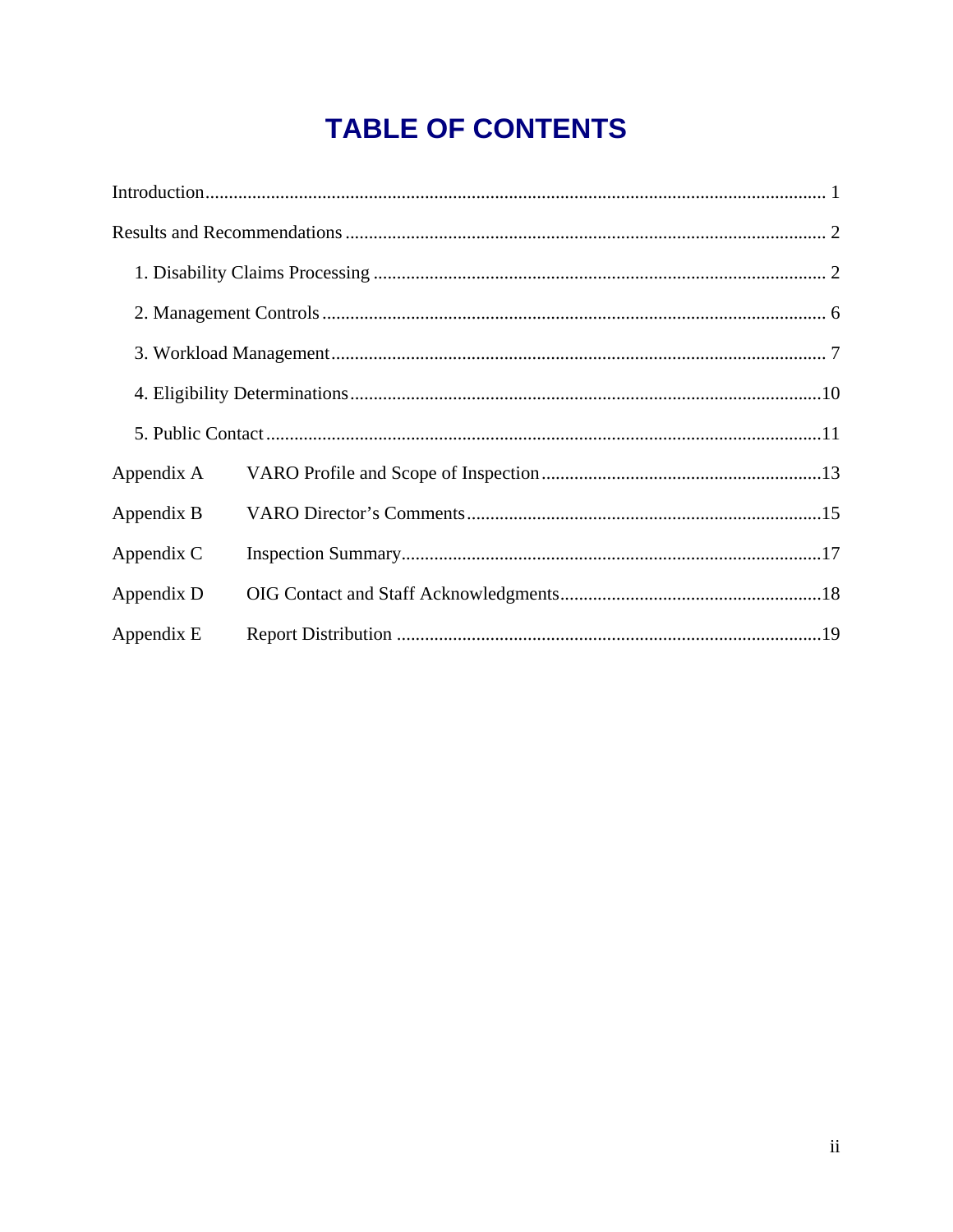# TABLE OF CONTENTS

Introduction .................................................................................................................... 1

Results and Recommendations ...................................................................................... 2

1. Disability Claims Processing ................................................................................ 2
2. Management Controls ........................................................................................... 6
3. Workload Management ......................................................................................... 7
4. Eligibility Determinations ....................................................................................10
5. Public Contact ......................................................................................................11

| | | |
|---|---|---|
| Appendix A | VARO Profile and Scope of Inspection | 13 |
| Appendix B | VARO Director's Comments | 15 |
| Appendix C | Inspection Summary | 17 |
| Appendix D | OIG Contact and Staff Acknowledgments | 18 |
| Appendix E | Report Distribution | 19 |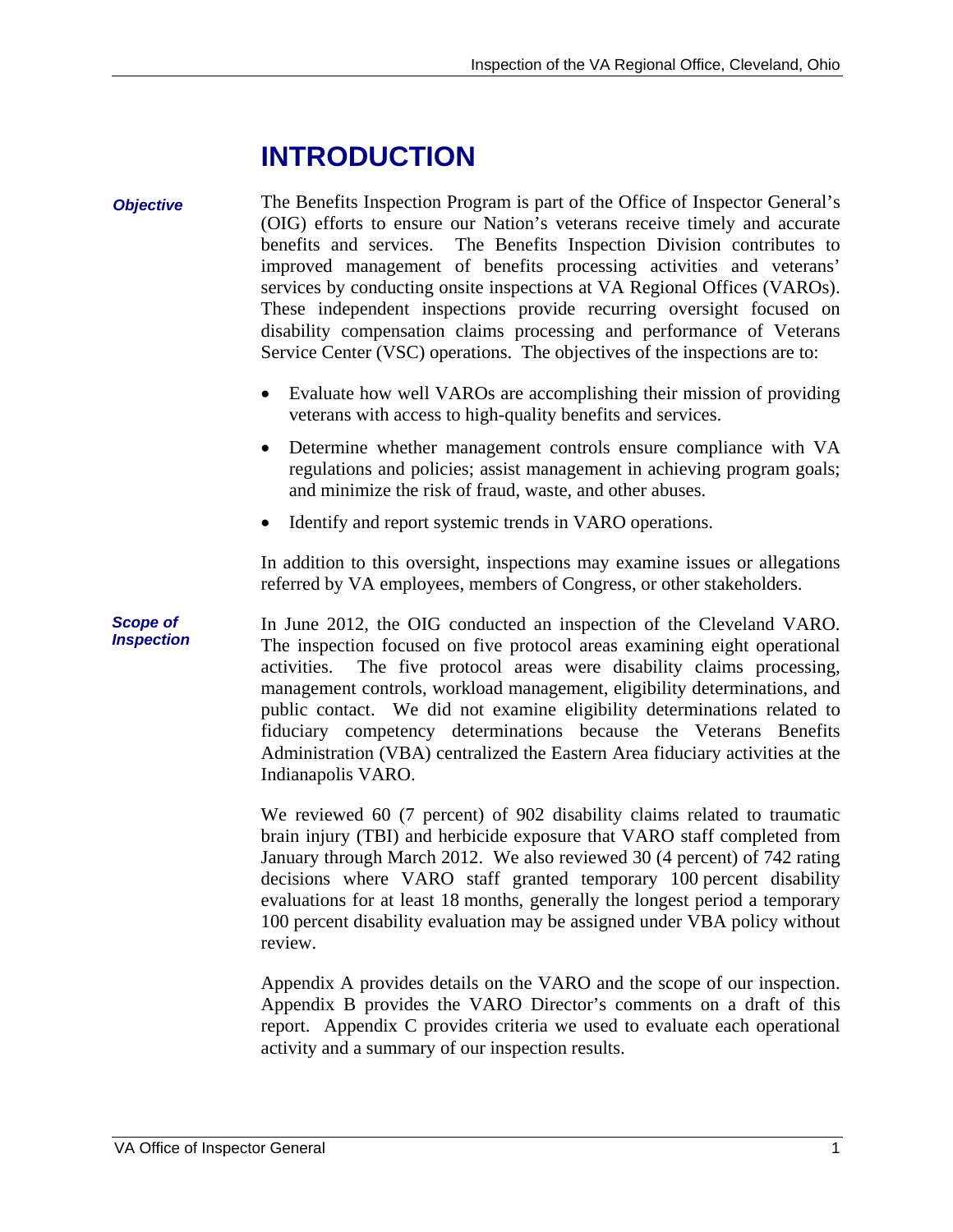# INTRODUCTION

***Objective***

The Benefits Inspection Program is part of the Office of Inspector General's (OIG) efforts to ensure our Nation's veterans receive timely and accurate benefits and services. The Benefits Inspection Division contributes to improved management of benefits processing activities and veterans' services by conducting onsite inspections at VA Regional Offices (VAROs). These independent inspections provide recurring oversight focused on disability compensation claims processing and performance of Veterans Service Center (VSC) operations. The objectives of the inspections are to:

- Evaluate how well VAROs are accomplishing their mission of providing veterans with access to high-quality benefits and services.
- Determine whether management controls ensure compliance with VA regulations and policies; assist management in achieving program goals; and minimize the risk of fraud, waste, and other abuses.
- Identify and report systemic trends in VARO operations.

In addition to this oversight, inspections may examine issues or allegations referred by VA employees, members of Congress, or other stakeholders.

***Scope of Inspection***

In June 2012, the OIG conducted an inspection of the Cleveland VARO. The inspection focused on five protocol areas examining eight operational activities. The five protocol areas were disability claims processing, management controls, workload management, eligibility determinations, and public contact. We did not examine eligibility determinations related to fiduciary competency determinations because the Veterans Benefits Administration (VBA) centralized the Eastern Area fiduciary activities at the Indianapolis VARO.

We reviewed 60 (7 percent) of 902 disability claims related to traumatic brain injury (TBI) and herbicide exposure that VARO staff completed from January through March 2012. We also reviewed 30 (4 percent) of 742 rating decisions where VARO staff granted temporary 100 percent disability evaluations for at least 18 months, generally the longest period a temporary 100 percent disability evaluation may be assigned under VBA policy without review.

Appendix A provides details on the VARO and the scope of our inspection. Appendix B provides the VARO Director's comments on a draft of this report. Appendix C provides criteria we used to evaluate each operational activity and a summary of our inspection results.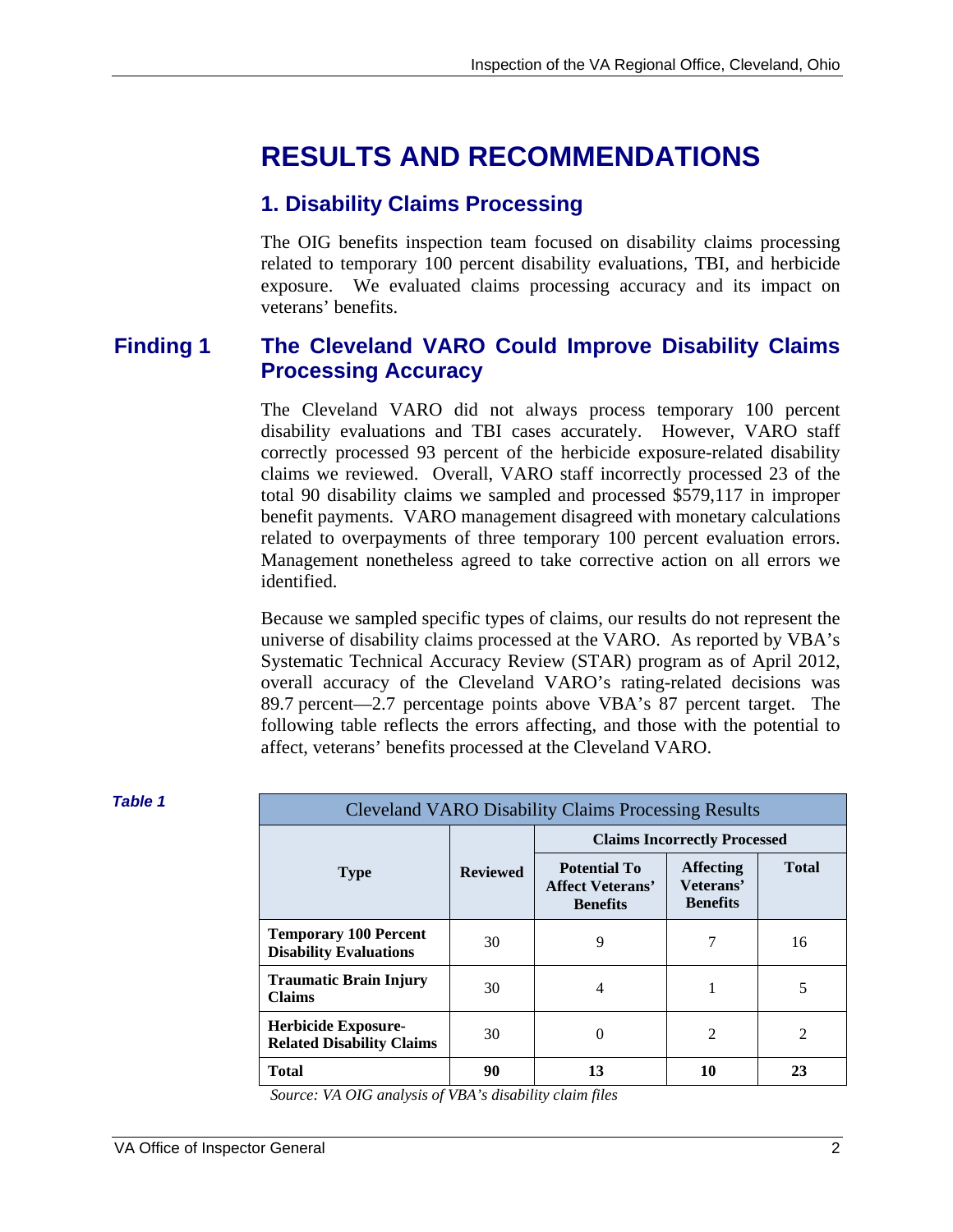# RESULTS AND RECOMMENDATIONS

## 1. Disability Claims Processing

The OIG benefits inspection team focused on disability claims processing related to temporary 100 percent disability evaluations, TBI, and herbicide exposure. We evaluated claims processing accuracy and its impact on veterans' benefits.

### Finding 1 The Cleveland VARO Could Improve Disability Claims Processing Accuracy

The Cleveland VARO did not always process temporary 100 percent disability evaluations and TBI cases accurately. However, VARO staff correctly processed 93 percent of the herbicide exposure-related disability claims we reviewed. Overall, VARO staff incorrectly processed 23 of the total 90 disability claims we sampled and processed $579,117 in improper benefit payments. VARO management disagreed with monetary calculations related to overpayments of three temporary 100 percent evaluation errors. Management nonetheless agreed to take corrective action on all errors we identified.

Because we sampled specific types of claims, our results do not represent the universe of disability claims processed at the VARO. As reported by VBA's Systematic Technical Accuracy Review (STAR) program as of April 2012, overall accuracy of the Cleveland VARO's rating-related decisions was 89.7 percent—2.7 percentage points above VBA's 87 percent target. The following table reflects the errors affecting, and those with the potential to affect, veterans' benefits processed at the Cleveland VARO.

*Table 1*

| Cleveland VARO Disability Claims Processing Results | | | | |
|---|---|---|---|---|
| **Type** | **Reviewed** | **Claims Incorrectly Processed** | | |
| | | **Potential To Affect Veterans' Benefits** | **Affecting Veterans' Benefits** | **Total** |
| **Temporary 100 Percent Disability Evaluations** | 30 | 9 | 7 | 16 |
| **Traumatic Brain Injury Claims** | 30 | 4 | 1 | 5 |
| **Herbicide Exposure-Related Disability Claims** | 30 | 0 | 2 | 2 |
| **Total** | **90** | **13** | **10** | **23** |

*Source: VA OIG analysis of VBA's disability claim files*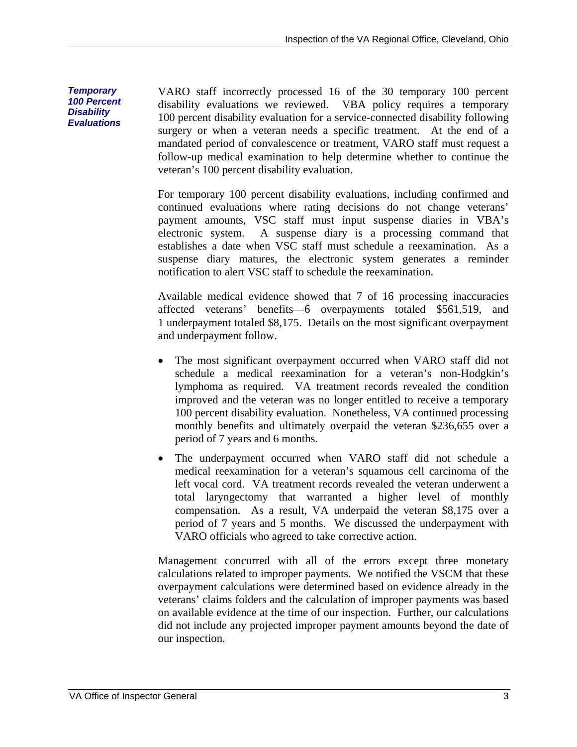### *Temporary 100 Percent Disability Evaluations*

VARO staff incorrectly processed 16 of the 30 temporary 100 percent disability evaluations we reviewed. VBA policy requires a temporary 100 percent disability evaluation for a service-connected disability following surgery or when a veteran needs a specific treatment. At the end of a mandated period of convalescence or treatment, VARO staff must request a follow-up medical examination to help determine whether to continue the veteran's 100 percent disability evaluation.

For temporary 100 percent disability evaluations, including confirmed and continued evaluations where rating decisions do not change veterans' payment amounts, VSC staff must input suspense diaries in VBA's electronic system. A suspense diary is a processing command that establishes a date when VSC staff must schedule a reexamination. As a suspense diary matures, the electronic system generates a reminder notification to alert VSC staff to schedule the reexamination.

Available medical evidence showed that 7 of 16 processing inaccuracies affected veterans' benefits—6 overpayments totaled $561,519, and 1 underpayment totaled $8,175. Details on the most significant overpayment and underpayment follow.

- The most significant overpayment occurred when VARO staff did not schedule a medical reexamination for a veteran's non-Hodgkin's lymphoma as required. VA treatment records revealed the condition improved and the veteran was no longer entitled to receive a temporary 100 percent disability evaluation. Nonetheless, VA continued processing monthly benefits and ultimately overpaid the veteran $236,655 over a period of 7 years and 6 months.
- The underpayment occurred when VARO staff did not schedule a medical reexamination for a veteran's squamous cell carcinoma of the left vocal cord. VA treatment records revealed the veteran underwent a total laryngectomy that warranted a higher level of monthly compensation. As a result, VA underpaid the veteran $8,175 over a period of 7 years and 5 months. We discussed the underpayment with VARO officials who agreed to take corrective action.

Management concurred with all of the errors except three monetary calculations related to improper payments. We notified the VSCM that these overpayment calculations were determined based on evidence already in the veterans' claims folders and the calculation of improper payments was based on available evidence at the time of our inspection. Further, our calculations did not include any projected improper payment amounts beyond the date of our inspection.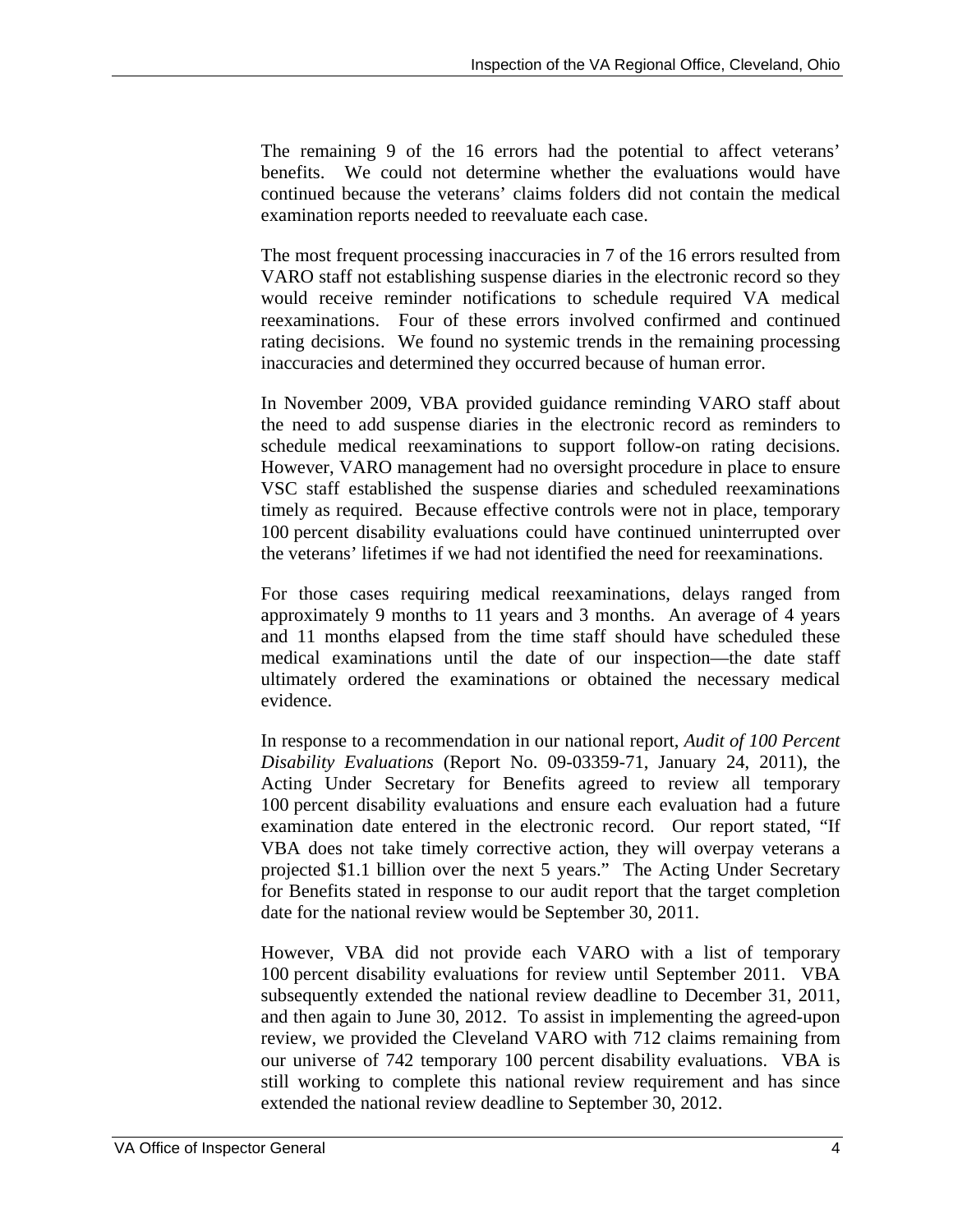The remaining 9 of the 16 errors had the potential to affect veterans' benefits. We could not determine whether the evaluations would have continued because the veterans' claims folders did not contain the medical examination reports needed to reevaluate each case.

The most frequent processing inaccuracies in 7 of the 16 errors resulted from VARO staff not establishing suspense diaries in the electronic record so they would receive reminder notifications to schedule required VA medical reexaminations. Four of these errors involved confirmed and continued rating decisions. We found no systemic trends in the remaining processing inaccuracies and determined they occurred because of human error.

In November 2009, VBA provided guidance reminding VARO staff about the need to add suspense diaries in the electronic record as reminders to schedule medical reexaminations to support follow-on rating decisions. However, VARO management had no oversight procedure in place to ensure VSC staff established the suspense diaries and scheduled reexaminations timely as required. Because effective controls were not in place, temporary 100 percent disability evaluations could have continued uninterrupted over the veterans' lifetimes if we had not identified the need for reexaminations.

For those cases requiring medical reexaminations, delays ranged from approximately 9 months to 11 years and 3 months. An average of 4 years and 11 months elapsed from the time staff should have scheduled these medical examinations until the date of our inspection—the date staff ultimately ordered the examinations or obtained the necessary medical evidence.

In response to a recommendation in our national report, *Audit of 100 Percent Disability Evaluations* (Report No. 09-03359-71, January 24, 2011), the Acting Under Secretary for Benefits agreed to review all temporary 100 percent disability evaluations and ensure each evaluation had a future examination date entered in the electronic record. Our report stated, "If VBA does not take timely corrective action, they will overpay veterans a projected $1.1 billion over the next 5 years." The Acting Under Secretary for Benefits stated in response to our audit report that the target completion date for the national review would be September 30, 2011.

However, VBA did not provide each VARO with a list of temporary 100 percent disability evaluations for review until September 2011. VBA subsequently extended the national review deadline to December 31, 2011, and then again to June 30, 2012. To assist in implementing the agreed-upon review, we provided the Cleveland VARO with 712 claims remaining from our universe of 742 temporary 100 percent disability evaluations. VBA is still working to complete this national review requirement and has since extended the national review deadline to September 30, 2012.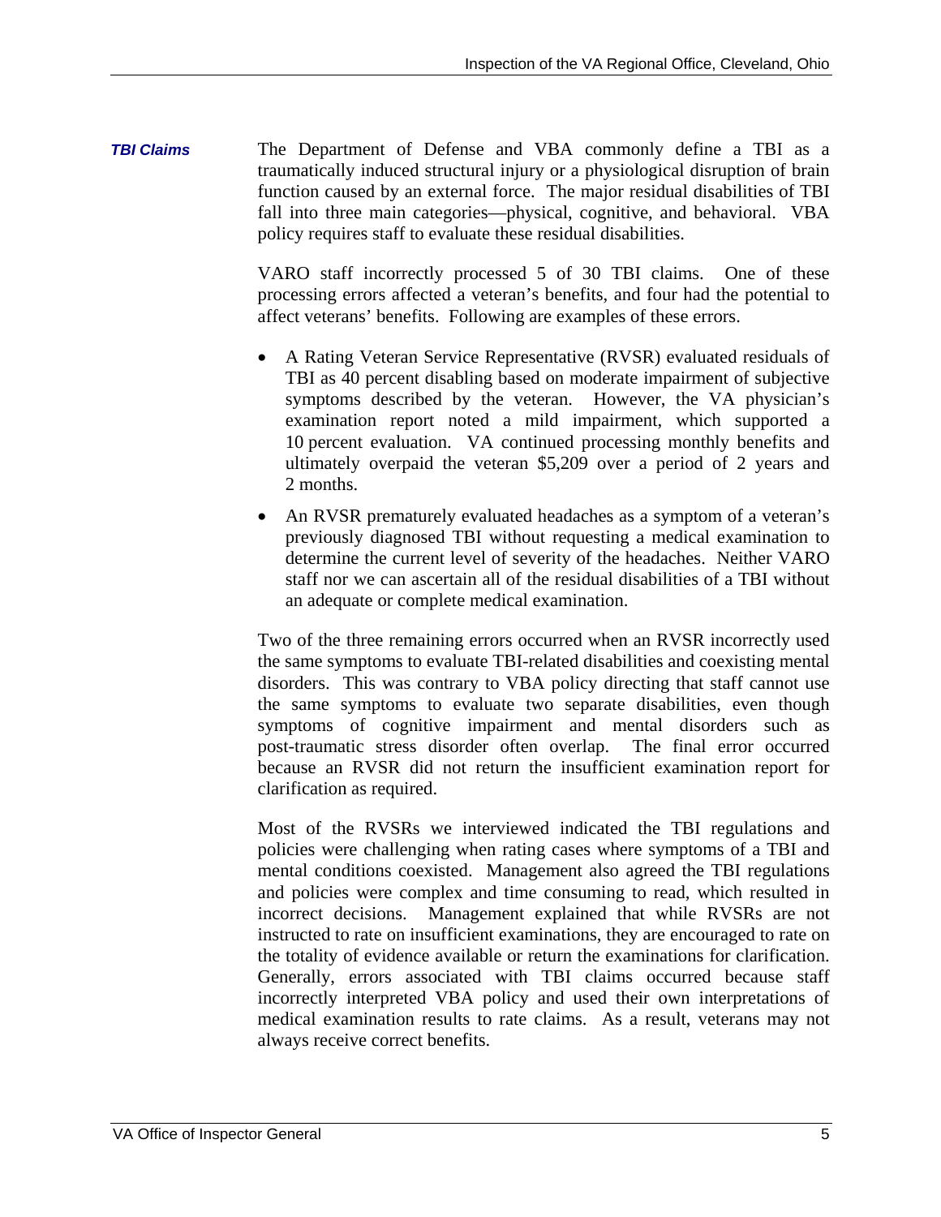***TBI Claims***

The Department of Defense and VBA commonly define a TBI as a traumatically induced structural injury or a physiological disruption of brain function caused by an external force. The major residual disabilities of TBI fall into three main categories—physical, cognitive, and behavioral. VBA policy requires staff to evaluate these residual disabilities.

VARO staff incorrectly processed 5 of 30 TBI claims. One of these processing errors affected a veteran's benefits, and four had the potential to affect veterans' benefits. Following are examples of these errors.

- A Rating Veteran Service Representative (RVSR) evaluated residuals of TBI as 40 percent disabling based on moderate impairment of subjective symptoms described by the veteran. However, the VA physician's examination report noted a mild impairment, which supported a 10 percent evaluation. VA continued processing monthly benefits and ultimately overpaid the veteran $5,209 over a period of 2 years and 2 months.
- An RVSR prematurely evaluated headaches as a symptom of a veteran's previously diagnosed TBI without requesting a medical examination to determine the current level of severity of the headaches. Neither VARO staff nor we can ascertain all of the residual disabilities of a TBI without an adequate or complete medical examination.

Two of the three remaining errors occurred when an RVSR incorrectly used the same symptoms to evaluate TBI-related disabilities and coexisting mental disorders. This was contrary to VBA policy directing that staff cannot use the same symptoms to evaluate two separate disabilities, even though symptoms of cognitive impairment and mental disorders such as post-traumatic stress disorder often overlap. The final error occurred because an RVSR did not return the insufficient examination report for clarification as required.

Most of the RVSRs we interviewed indicated the TBI regulations and policies were challenging when rating cases where symptoms of a TBI and mental conditions coexisted. Management also agreed the TBI regulations and policies were complex and time consuming to read, which resulted in incorrect decisions. Management explained that while RVSRs are not instructed to rate on insufficient examinations, they are encouraged to rate on the totality of evidence available or return the examinations for clarification. Generally, errors associated with TBI claims occurred because staff incorrectly interpreted VBA policy and used their own interpretations of medical examination results to rate claims. As a result, veterans may not always receive correct benefits.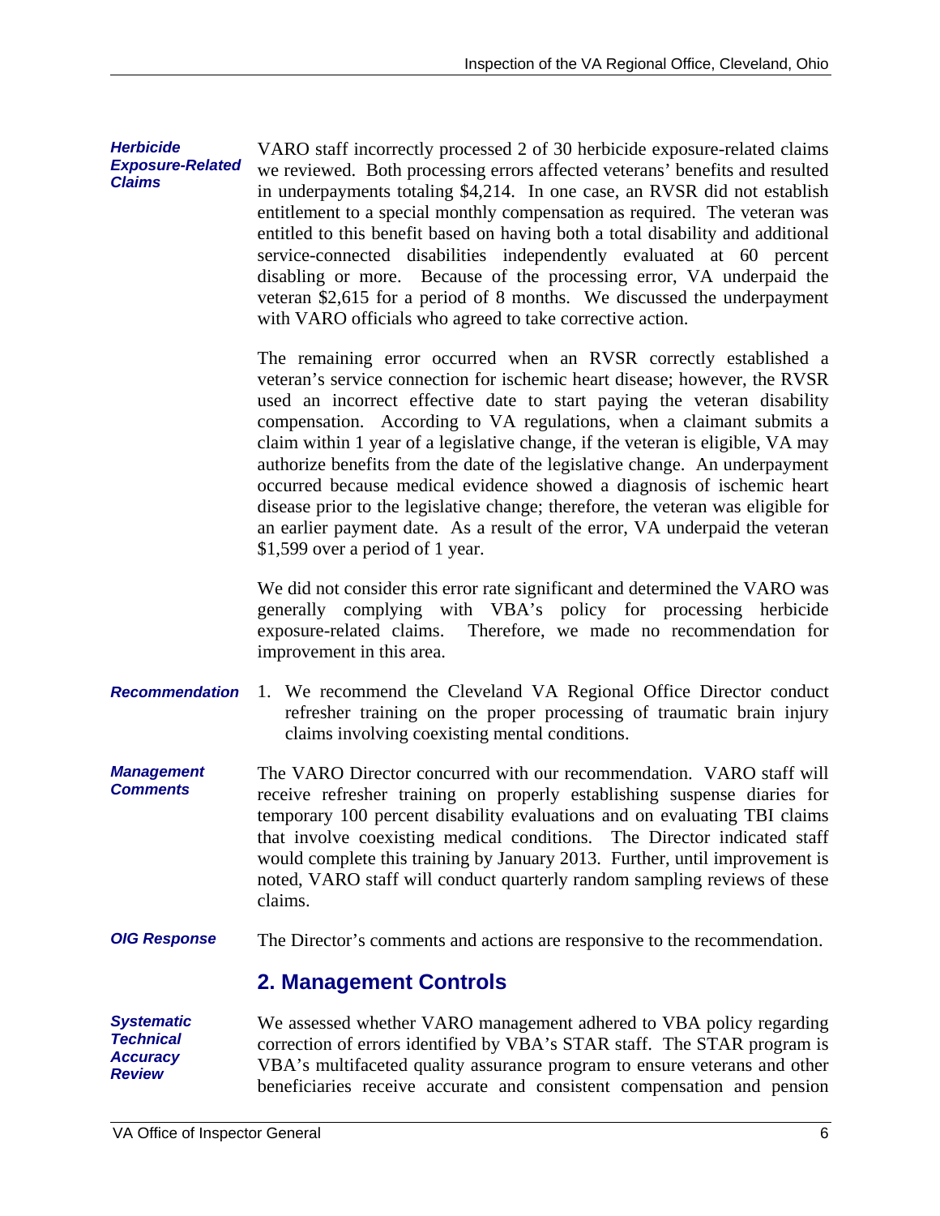***Herbicide Exposure-Related Claims***

VARO staff incorrectly processed 2 of 30 herbicide exposure-related claims we reviewed. Both processing errors affected veterans' benefits and resulted in underpayments totaling $4,214. In one case, an RVSR did not establish entitlement to a special monthly compensation as required. The veteran was entitled to this benefit based on having both a total disability and additional service-connected disabilities independently evaluated at 60 percent disabling or more. Because of the processing error, VA underpaid the veteran $2,615 for a period of 8 months. We discussed the underpayment with VARO officials who agreed to take corrective action.

The remaining error occurred when an RVSR correctly established a veteran's service connection for ischemic heart disease; however, the RVSR used an incorrect effective date to start paying the veteran disability compensation. According to VA regulations, when a claimant submits a claim within 1 year of a legislative change, if the veteran is eligible, VA may authorize benefits from the date of the legislative change. An underpayment occurred because medical evidence showed a diagnosis of ischemic heart disease prior to the legislative change; therefore, the veteran was eligible for an earlier payment date. As a result of the error, VA underpaid the veteran $1,599 over a period of 1 year.

We did not consider this error rate significant and determined the VARO was generally complying with VBA's policy for processing herbicide exposure-related claims. Therefore, we made no recommendation for improvement in this area.

***Recommendation***

1. We recommend the Cleveland VA Regional Office Director conduct refresher training on the proper processing of traumatic brain injury claims involving coexisting mental conditions.

***Management Comments***

The VARO Director concurred with our recommendation. VARO staff will receive refresher training on properly establishing suspense diaries for temporary 100 percent disability evaluations and on evaluating TBI claims that involve coexisting medical conditions. The Director indicated staff would complete this training by January 2013. Further, until improvement is noted, VARO staff will conduct quarterly random sampling reviews of these claims.

***OIG Response***

The Director's comments and actions are responsive to the recommendation.

## 2. Management Controls

***Systematic Technical Accuracy Review***

We assessed whether VARO management adhered to VBA policy regarding correction of errors identified by VBA's STAR staff. The STAR program is VBA's multifaceted quality assurance program to ensure veterans and other beneficiaries receive accurate and consistent compensation and pension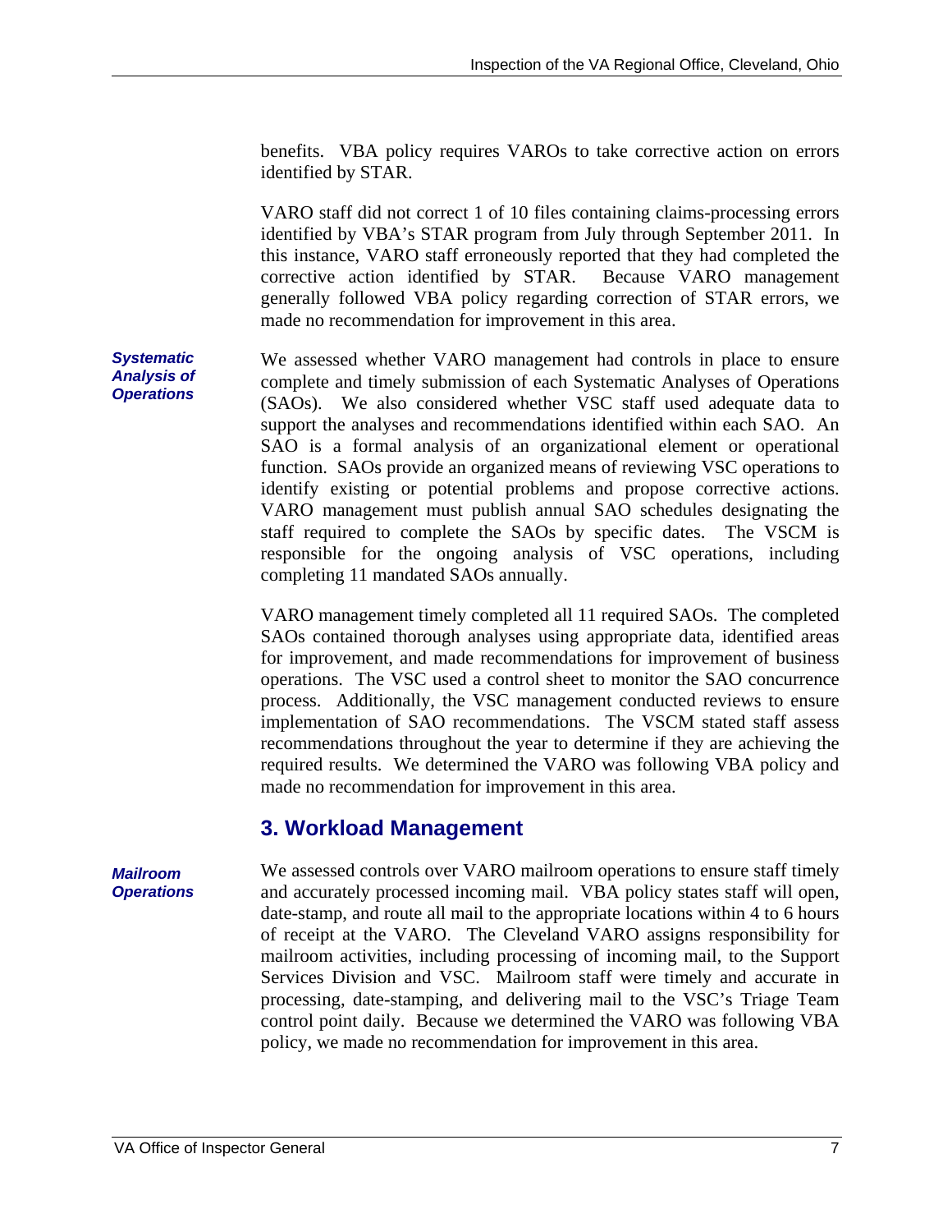benefits. VBA policy requires VAROs to take corrective action on errors identified by STAR.

VARO staff did not correct 1 of 10 files containing claims-processing errors identified by VBA's STAR program from July through September 2011. In this instance, VARO staff erroneously reported that they had completed the corrective action identified by STAR. Because VARO management generally followed VBA policy regarding correction of STAR errors, we made no recommendation for improvement in this area.

***Systematic Analysis of Operations***

We assessed whether VARO management had controls in place to ensure complete and timely submission of each Systematic Analyses of Operations (SAOs). We also considered whether VSC staff used adequate data to support the analyses and recommendations identified within each SAO. An SAO is a formal analysis of an organizational element or operational function. SAOs provide an organized means of reviewing VSC operations to identify existing or potential problems and propose corrective actions. VARO management must publish annual SAO schedules designating the staff required to complete the SAOs by specific dates. The VSCM is responsible for the ongoing analysis of VSC operations, including completing 11 mandated SAOs annually.

VARO management timely completed all 11 required SAOs. The completed SAOs contained thorough analyses using appropriate data, identified areas for improvement, and made recommendations for improvement of business operations. The VSC used a control sheet to monitor the SAO concurrence process. Additionally, the VSC management conducted reviews to ensure implementation of SAO recommendations. The VSCM stated staff assess recommendations throughout the year to determine if they are achieving the required results. We determined the VARO was following VBA policy and made no recommendation for improvement in this area.

## 3. Workload Management

***Mailroom Operations***

We assessed controls over VARO mailroom operations to ensure staff timely and accurately processed incoming mail. VBA policy states staff will open, date-stamp, and route all mail to the appropriate locations within 4 to 6 hours of receipt at the VARO. The Cleveland VARO assigns responsibility for mailroom activities, including processing of incoming mail, to the Support Services Division and VSC. Mailroom staff were timely and accurate in processing, date-stamping, and delivering mail to the VSC's Triage Team control point daily. Because we determined the VARO was following VBA policy, we made no recommendation for improvement in this area.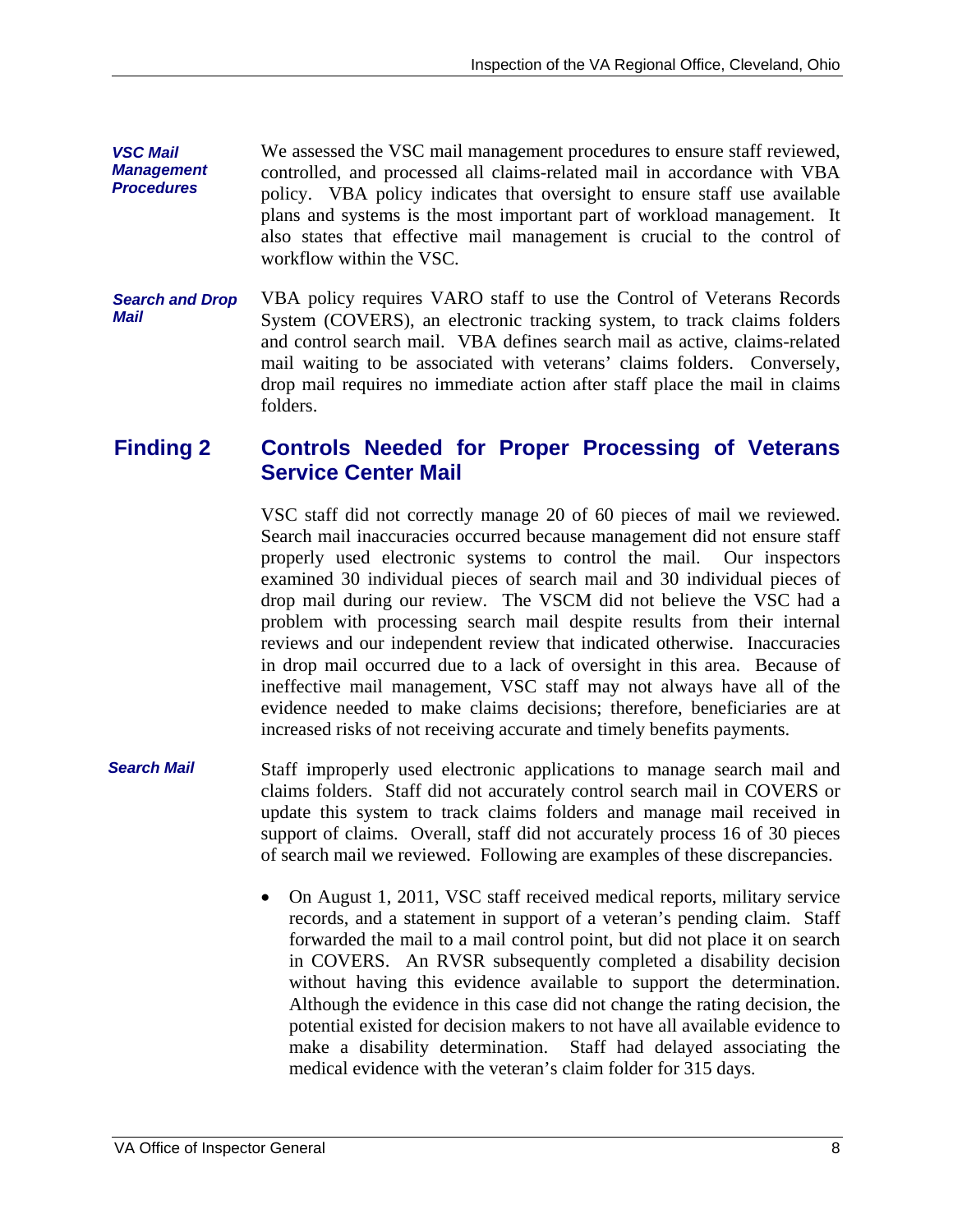***VSC Mail Management Procedures***

We assessed the VSC mail management procedures to ensure staff reviewed, controlled, and processed all claims-related mail in accordance with VBA policy. VBA policy indicates that oversight to ensure staff use available plans and systems is the most important part of workload management. It also states that effective mail management is crucial to the control of workflow within the VSC.

***Search and Drop Mail***

VBA policy requires VARO staff to use the Control of Veterans Records System (COVERS), an electronic tracking system, to track claims folders and control search mail. VBA defines search mail as active, claims-related mail waiting to be associated with veterans' claims folders. Conversely, drop mail requires no immediate action after staff place the mail in claims folders.

## Finding 2 Controls Needed for Proper Processing of Veterans Service Center Mail

VSC staff did not correctly manage 20 of 60 pieces of mail we reviewed. Search mail inaccuracies occurred because management did not ensure staff properly used electronic systems to control the mail. Our inspectors examined 30 individual pieces of search mail and 30 individual pieces of drop mail during our review. The VSCM did not believe the VSC had a problem with processing search mail despite results from their internal reviews and our independent review that indicated otherwise. Inaccuracies in drop mail occurred due to a lack of oversight in this area. Because of ineffective mail management, VSC staff may not always have all of the evidence needed to make claims decisions; therefore, beneficiaries are at increased risks of not receiving accurate and timely benefits payments.

***Search Mail***

Staff improperly used electronic applications to manage search mail and claims folders. Staff did not accurately control search mail in COVERS or update this system to track claims folders and manage mail received in support of claims. Overall, staff did not accurately process 16 of 30 pieces of search mail we reviewed. Following are examples of these discrepancies.

- On August 1, 2011, VSC staff received medical reports, military service records, and a statement in support of a veteran's pending claim. Staff forwarded the mail to a mail control point, but did not place it on search in COVERS. An RVSR subsequently completed a disability decision without having this evidence available to support the determination. Although the evidence in this case did not change the rating decision, the potential existed for decision makers to not have all available evidence to make a disability determination. Staff had delayed associating the medical evidence with the veteran's claim folder for 315 days.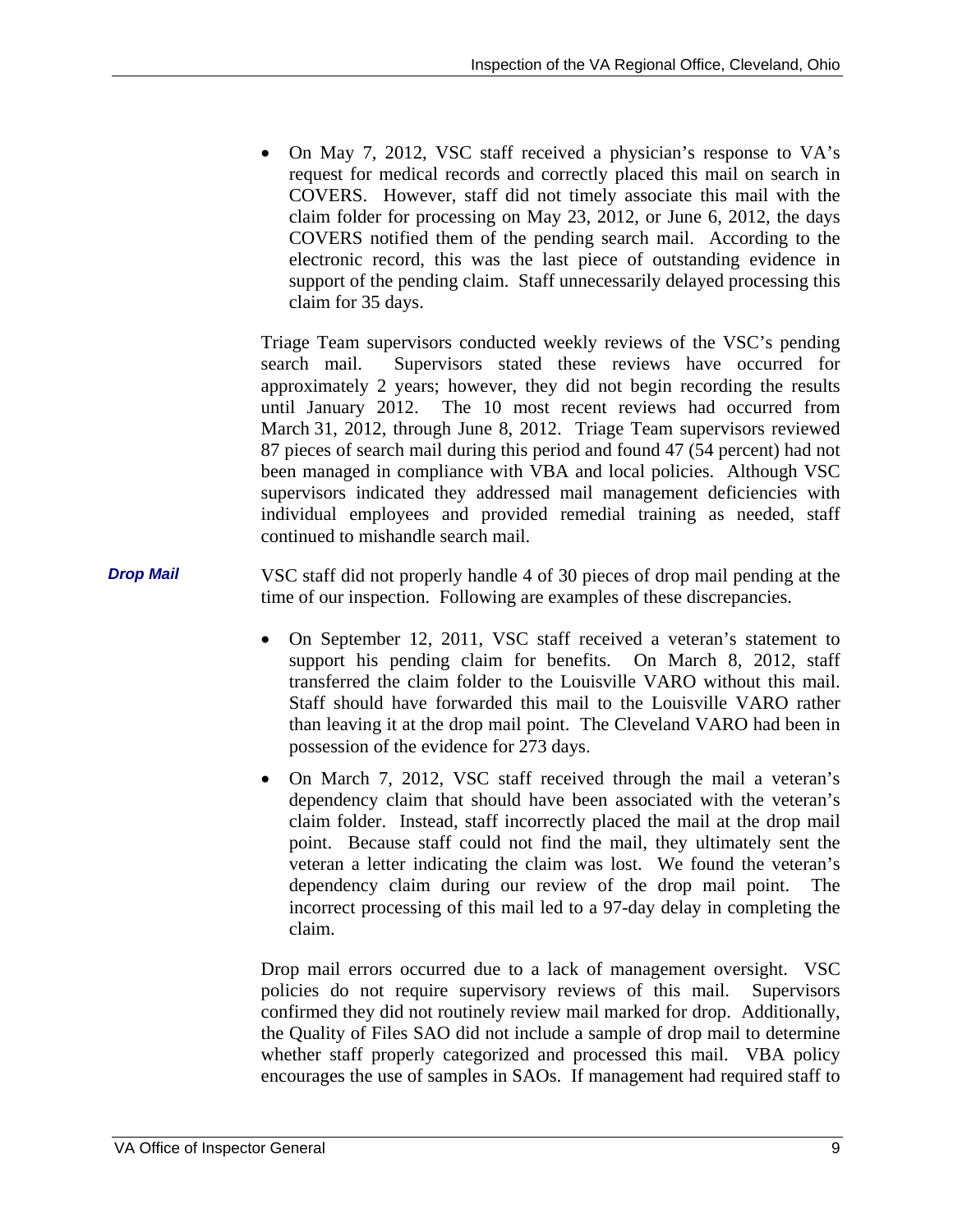- On May 7, 2012, VSC staff received a physician's response to VA's request for medical records and correctly placed this mail on search in COVERS. However, staff did not timely associate this mail with the claim folder for processing on May 23, 2012, or June 6, 2012, the days COVERS notified them of the pending search mail. According to the electronic record, this was the last piece of outstanding evidence in support of the pending claim. Staff unnecessarily delayed processing this claim for 35 days.

Triage Team supervisors conducted weekly reviews of the VSC's pending search mail. Supervisors stated these reviews have occurred for approximately 2 years; however, they did not begin recording the results until January 2012. The 10 most recent reviews had occurred from March 31, 2012, through June 8, 2012. Triage Team supervisors reviewed 87 pieces of search mail during this period and found 47 (54 percent) had not been managed in compliance with VBA and local policies. Although VSC supervisors indicated they addressed mail management deficiencies with individual employees and provided remedial training as needed, staff continued to mishandle search mail.

***Drop Mail***

VSC staff did not properly handle 4 of 30 pieces of drop mail pending at the time of our inspection. Following are examples of these discrepancies.

- On September 12, 2011, VSC staff received a veteran's statement to support his pending claim for benefits. On March 8, 2012, staff transferred the claim folder to the Louisville VARO without this mail. Staff should have forwarded this mail to the Louisville VARO rather than leaving it at the drop mail point. The Cleveland VARO had been in possession of the evidence for 273 days.
- On March 7, 2012, VSC staff received through the mail a veteran's dependency claim that should have been associated with the veteran's claim folder. Instead, staff incorrectly placed the mail at the drop mail point. Because staff could not find the mail, they ultimately sent the veteran a letter indicating the claim was lost. We found the veteran's dependency claim during our review of the drop mail point. The incorrect processing of this mail led to a 97-day delay in completing the claim.

Drop mail errors occurred due to a lack of management oversight. VSC policies do not require supervisory reviews of this mail. Supervisors confirmed they did not routinely review mail marked for drop. Additionally, the Quality of Files SAO did not include a sample of drop mail to determine whether staff properly categorized and processed this mail. VBA policy encourages the use of samples in SAOs. If management had required staff to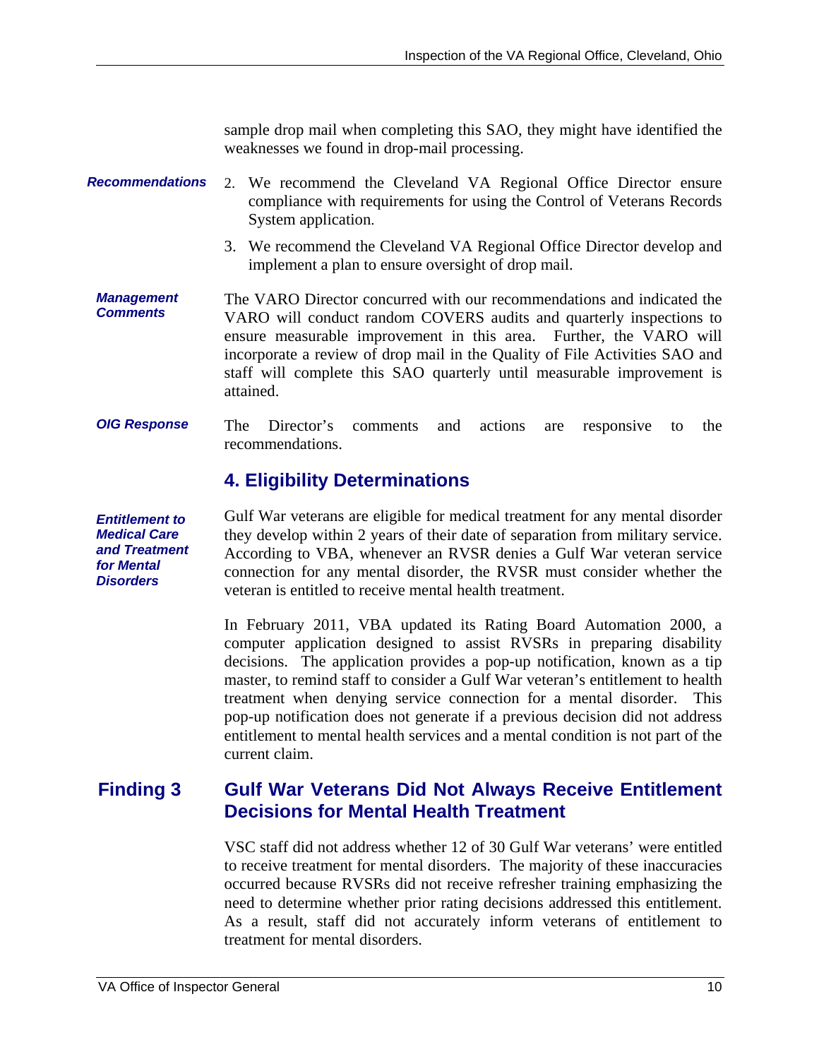sample drop mail when completing this SAO, they might have identified the weaknesses we found in drop-mail processing.

***Recommendations***

2. We recommend the Cleveland VA Regional Office Director ensure compliance with requirements for using the Control of Veterans Records System application.

3. We recommend the Cleveland VA Regional Office Director develop and implement a plan to ensure oversight of drop mail.

***Management Comments***

The VARO Director concurred with our recommendations and indicated the VARO will conduct random COVERS audits and quarterly inspections to ensure measurable improvement in this area. Further, the VARO will incorporate a review of drop mail in the Quality of File Activities SAO and staff will complete this SAO quarterly until measurable improvement is attained.

***OIG Response***

The Director's comments and actions are responsive to the recommendations.

## 4. Eligibility Determinations

***Entitlement to Medical Care and Treatment for Mental Disorders***

Gulf War veterans are eligible for medical treatment for any mental disorder they develop within 2 years of their date of separation from military service. According to VBA, whenever an RVSR denies a Gulf War veteran service connection for any mental disorder, the RVSR must consider whether the veteran is entitled to receive mental health treatment.

In February 2011, VBA updated its Rating Board Automation 2000, a computer application designed to assist RVSRs in preparing disability decisions. The application provides a pop-up notification, known as a tip master, to remind staff to consider a Gulf War veteran's entitlement to health treatment when denying service connection for a mental disorder. This pop-up notification does not generate if a previous decision did not address entitlement to mental health services and a mental condition is not part of the current claim.

### Finding 3 — Gulf War Veterans Did Not Always Receive Entitlement Decisions for Mental Health Treatment

VSC staff did not address whether 12 of 30 Gulf War veterans' were entitled to receive treatment for mental disorders. The majority of these inaccuracies occurred because RVSRs did not receive refresher training emphasizing the need to determine whether prior rating decisions addressed this entitlement. As a result, staff did not accurately inform veterans of entitlement to treatment for mental disorders.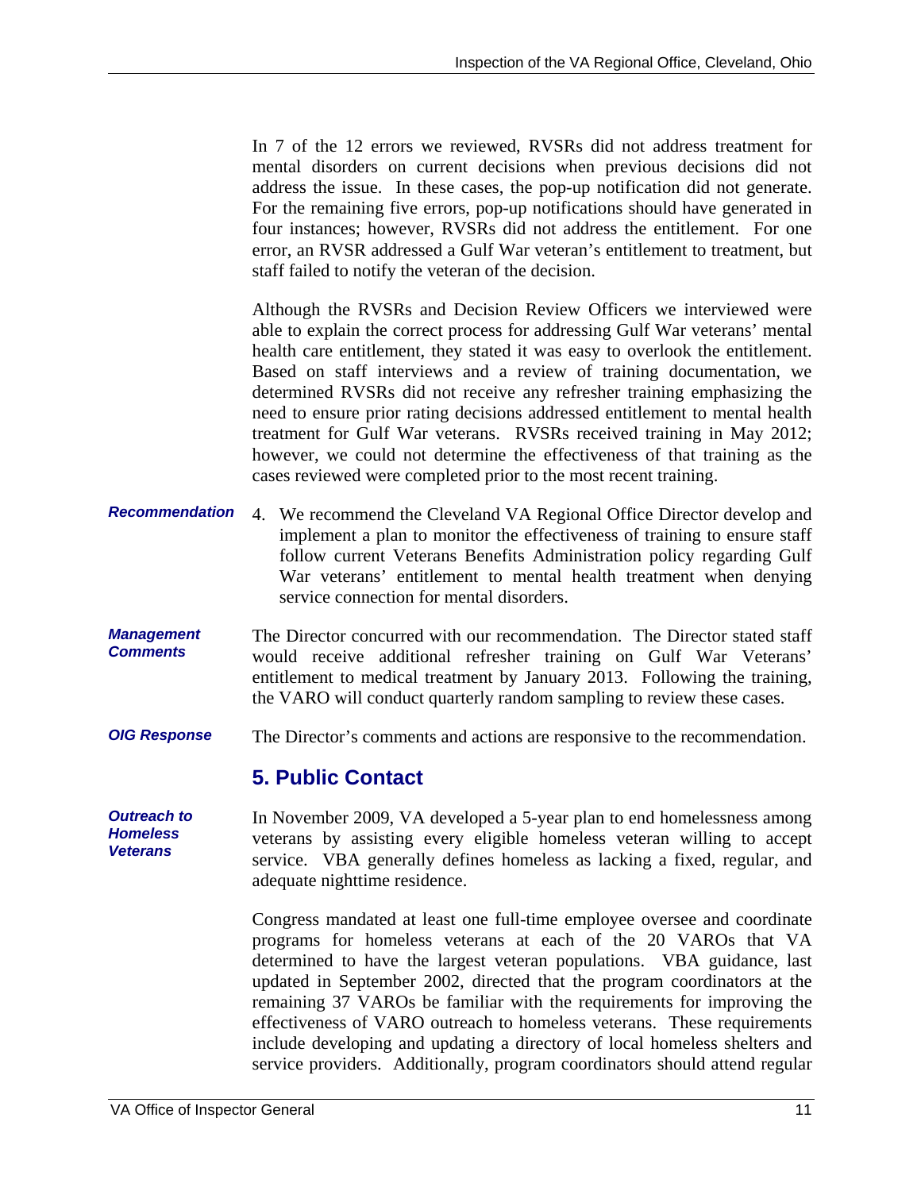In 7 of the 12 errors we reviewed, RVSRs did not address treatment for mental disorders on current decisions when previous decisions did not address the issue. In these cases, the pop-up notification did not generate. For the remaining five errors, pop-up notifications should have generated in four instances; however, RVSRs did not address the entitlement. For one error, an RVSR addressed a Gulf War veteran's entitlement to treatment, but staff failed to notify the veteran of the decision.

Although the RVSRs and Decision Review Officers we interviewed were able to explain the correct process for addressing Gulf War veterans' mental health care entitlement, they stated it was easy to overlook the entitlement. Based on staff interviews and a review of training documentation, we determined RVSRs did not receive any refresher training emphasizing the need to ensure prior rating decisions addressed entitlement to mental health treatment for Gulf War veterans. RVSRs received training in May 2012; however, we could not determine the effectiveness of that training as the cases reviewed were completed prior to the most recent training.

***Recommendation***

4. We recommend the Cleveland VA Regional Office Director develop and implement a plan to monitor the effectiveness of training to ensure staff follow current Veterans Benefits Administration policy regarding Gulf War veterans' entitlement to mental health treatment when denying service connection for mental disorders.

***Management Comments***

The Director concurred with our recommendation. The Director stated staff would receive additional refresher training on Gulf War Veterans' entitlement to medical treatment by January 2013. Following the training, the VARO will conduct quarterly random sampling to review these cases.

***OIG Response***

The Director's comments and actions are responsive to the recommendation.

## 5. Public Contact

***Outreach to Homeless Veterans***

In November 2009, VA developed a 5-year plan to end homelessness among veterans by assisting every eligible homeless veteran willing to accept service. VBA generally defines homeless as lacking a fixed, regular, and adequate nighttime residence.

Congress mandated at least one full-time employee oversee and coordinate programs for homeless veterans at each of the 20 VAROs that VA determined to have the largest veteran populations. VBA guidance, last updated in September 2002, directed that the program coordinators at the remaining 37 VAROs be familiar with the requirements for improving the effectiveness of VARO outreach to homeless veterans. These requirements include developing and updating a directory of local homeless shelters and service providers. Additionally, program coordinators should attend regular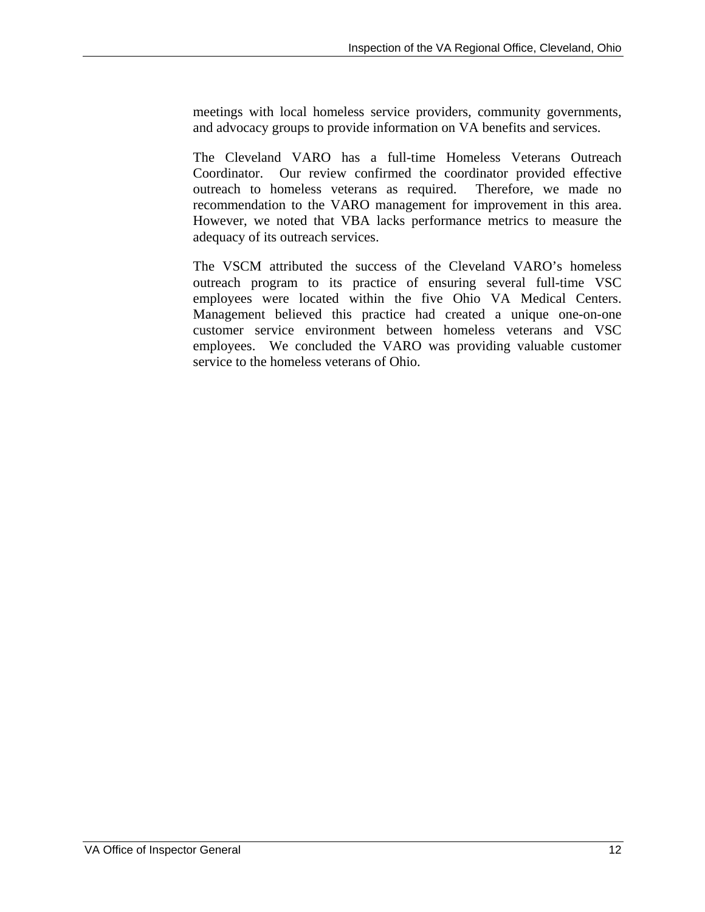meetings with local homeless service providers, community governments, and advocacy groups to provide information on VA benefits and services.

The Cleveland VARO has a full-time Homeless Veterans Outreach Coordinator. Our review confirmed the coordinator provided effective outreach to homeless veterans as required. Therefore, we made no recommendation to the VARO management for improvement in this area. However, we noted that VBA lacks performance metrics to measure the adequacy of its outreach services.

The VSCM attributed the success of the Cleveland VARO's homeless outreach program to its practice of ensuring several full-time VSC employees were located within the five Ohio VA Medical Centers. Management believed this practice had created a unique one-on-one customer service environment between homeless veterans and VSC employees. We concluded the VARO was providing valuable customer service to the homeless veterans of Ohio.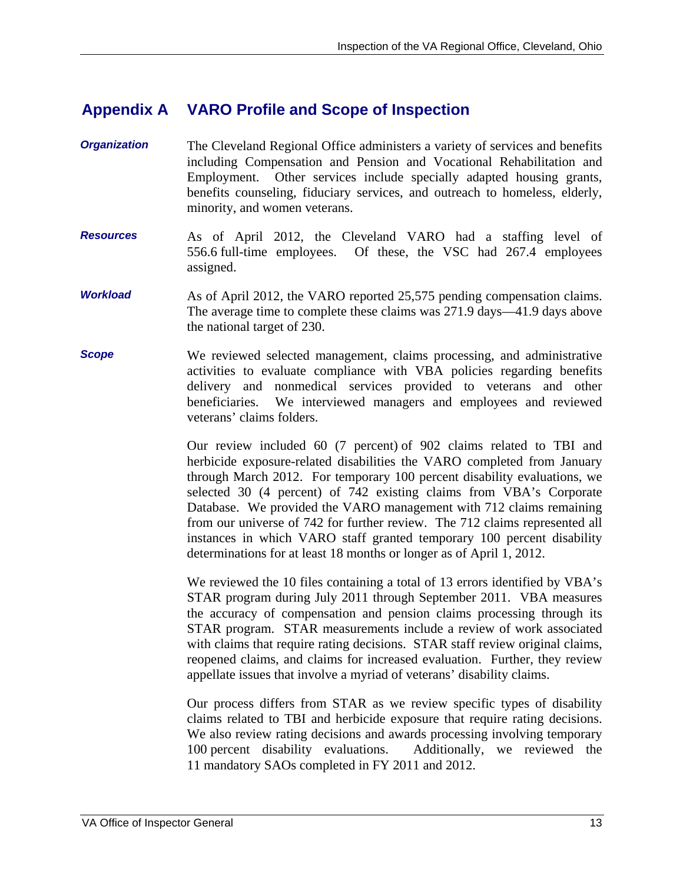## Appendix A VARO Profile and Scope of Inspection

***Organization*** The Cleveland Regional Office administers a variety of services and benefits including Compensation and Pension and Vocational Rehabilitation and Employment. Other services include specially adapted housing grants, benefits counseling, fiduciary services, and outreach to homeless, elderly, minority, and women veterans.

***Resources*** As of April 2012, the Cleveland VARO had a staffing level of 556.6 full-time employees. Of these, the VSC had 267.4 employees assigned.

***Workload*** As of April 2012, the VARO reported 25,575 pending compensation claims. The average time to complete these claims was 271.9 days—41.9 days above the national target of 230.

***Scope*** We reviewed selected management, claims processing, and administrative activities to evaluate compliance with VBA policies regarding benefits delivery and nonmedical services provided to veterans and other beneficiaries. We interviewed managers and employees and reviewed veterans' claims folders.

Our review included 60 (7 percent) of 902 claims related to TBI and herbicide exposure-related disabilities the VARO completed from January through March 2012. For temporary 100 percent disability evaluations, we selected 30 (4 percent) of 742 existing claims from VBA's Corporate Database. We provided the VARO management with 712 claims remaining from our universe of 742 for further review. The 712 claims represented all instances in which VARO staff granted temporary 100 percent disability determinations for at least 18 months or longer as of April 1, 2012.

We reviewed the 10 files containing a total of 13 errors identified by VBA's STAR program during July 2011 through September 2011. VBA measures the accuracy of compensation and pension claims processing through its STAR program. STAR measurements include a review of work associated with claims that require rating decisions. STAR staff review original claims, reopened claims, and claims for increased evaluation. Further, they review appellate issues that involve a myriad of veterans' disability claims.

Our process differs from STAR as we review specific types of disability claims related to TBI and herbicide exposure that require rating decisions. We also review rating decisions and awards processing involving temporary 100 percent disability evaluations. Additionally, we reviewed the 11 mandatory SAOs completed in FY 2011 and 2012.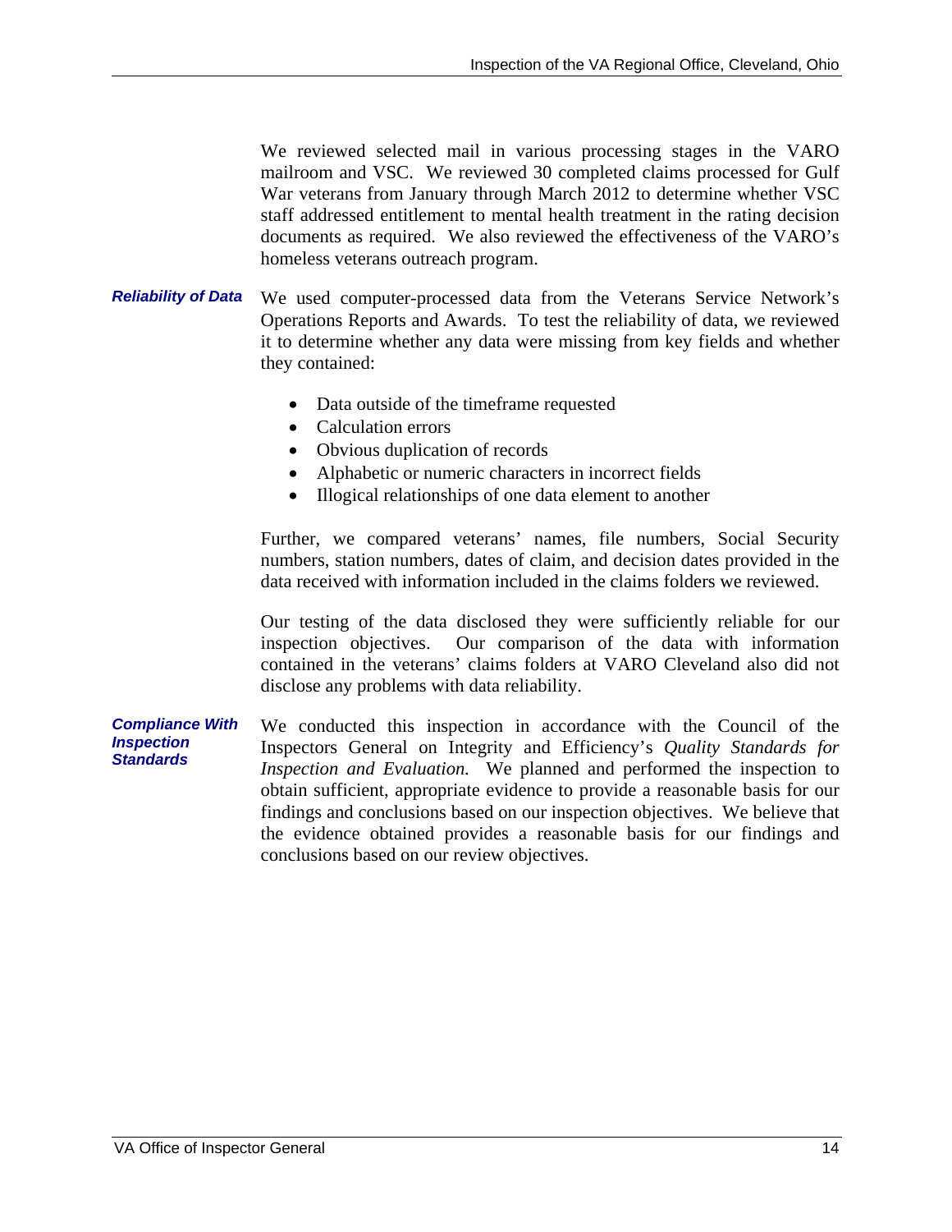We reviewed selected mail in various processing stages in the VARO mailroom and VSC. We reviewed 30 completed claims processed for Gulf War veterans from January through March 2012 to determine whether VSC staff addressed entitlement to mental health treatment in the rating decision documents as required. We also reviewed the effectiveness of the VARO's homeless veterans outreach program.

***Reliability of Data***

We used computer-processed data from the Veterans Service Network's Operations Reports and Awards. To test the reliability of data, we reviewed it to determine whether any data were missing from key fields and whether they contained:

- Data outside of the timeframe requested
- Calculation errors
- Obvious duplication of records
- Alphabetic or numeric characters in incorrect fields
- Illogical relationships of one data element to another

Further, we compared veterans' names, file numbers, Social Security numbers, station numbers, dates of claim, and decision dates provided in the data received with information included in the claims folders we reviewed.

Our testing of the data disclosed they were sufficiently reliable for our inspection objectives. Our comparison of the data with information contained in the veterans' claims folders at VARO Cleveland also did not disclose any problems with data reliability.

***Compliance With Inspection Standards***

We conducted this inspection in accordance with the Council of the Inspectors General on Integrity and Efficiency's *Quality Standards for Inspection and Evaluation.* We planned and performed the inspection to obtain sufficient, appropriate evidence to provide a reasonable basis for our findings and conclusions based on our inspection objectives. We believe that the evidence obtained provides a reasonable basis for our findings and conclusions based on our review objectives.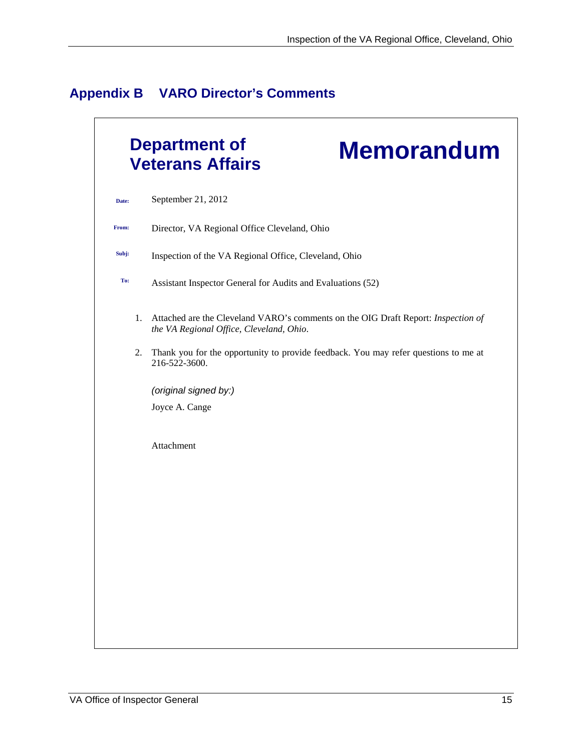## Appendix B VARO Director's Comments

**Department of Veterans Affairs** **Memorandum**

**Date:** September 21, 2012

**From:** Director, VA Regional Office Cleveland, Ohio

**Subj:** Inspection of the VA Regional Office, Cleveland, Ohio

**To:** Assistant Inspector General for Audits and Evaluations (52)

1. Attached are the Cleveland VARO's comments on the OIG Draft Report: *Inspection of the VA Regional Office, Cleveland, Ohio*.

2. Thank you for the opportunity to provide feedback. You may refer questions to me at 216-522-3600.

*(original signed by:)*

Joyce A. Cange

Attachment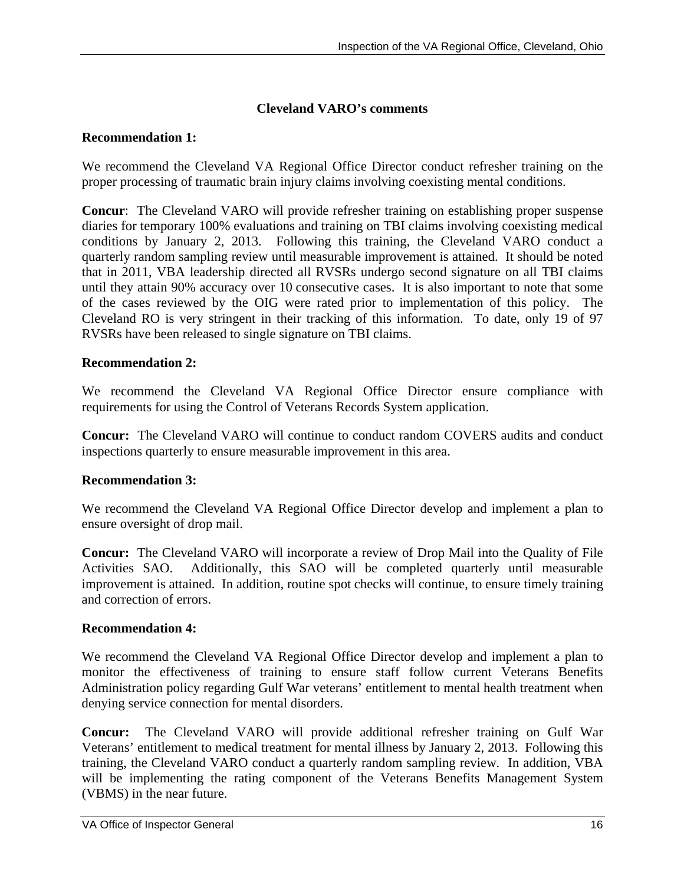## Cleveland VARO's comments

**Recommendation 1:**

We recommend the Cleveland VA Regional Office Director conduct refresher training on the proper processing of traumatic brain injury claims involving coexisting mental conditions.

**Concur**: The Cleveland VARO will provide refresher training on establishing proper suspense diaries for temporary 100% evaluations and training on TBI claims involving coexisting medical conditions by January 2, 2013. Following this training, the Cleveland VARO conduct a quarterly random sampling review until measurable improvement is attained. It should be noted that in 2011, VBA leadership directed all RVSRs undergo second signature on all TBI claims until they attain 90% accuracy over 10 consecutive cases. It is also important to note that some of the cases reviewed by the OIG were rated prior to implementation of this policy. The Cleveland RO is very stringent in their tracking of this information. To date, only 19 of 97 RVSRs have been released to single signature on TBI claims.

**Recommendation 2:**

We recommend the Cleveland VA Regional Office Director ensure compliance with requirements for using the Control of Veterans Records System application.

**Concur:** The Cleveland VARO will continue to conduct random COVERS audits and conduct inspections quarterly to ensure measurable improvement in this area.

**Recommendation 3:**

We recommend the Cleveland VA Regional Office Director develop and implement a plan to ensure oversight of drop mail.

**Concur:** The Cleveland VARO will incorporate a review of Drop Mail into the Quality of File Activities SAO. Additionally, this SAO will be completed quarterly until measurable improvement is attained. In addition, routine spot checks will continue, to ensure timely training and correction of errors.

**Recommendation 4:**

We recommend the Cleveland VA Regional Office Director develop and implement a plan to monitor the effectiveness of training to ensure staff follow current Veterans Benefits Administration policy regarding Gulf War veterans' entitlement to mental health treatment when denying service connection for mental disorders.

**Concur:** The Cleveland VARO will provide additional refresher training on Gulf War Veterans' entitlement to medical treatment for mental illness by January 2, 2013. Following this training, the Cleveland VARO conduct a quarterly random sampling review. In addition, VBA will be implementing the rating component of the Veterans Benefits Management System (VBMS) in the near future.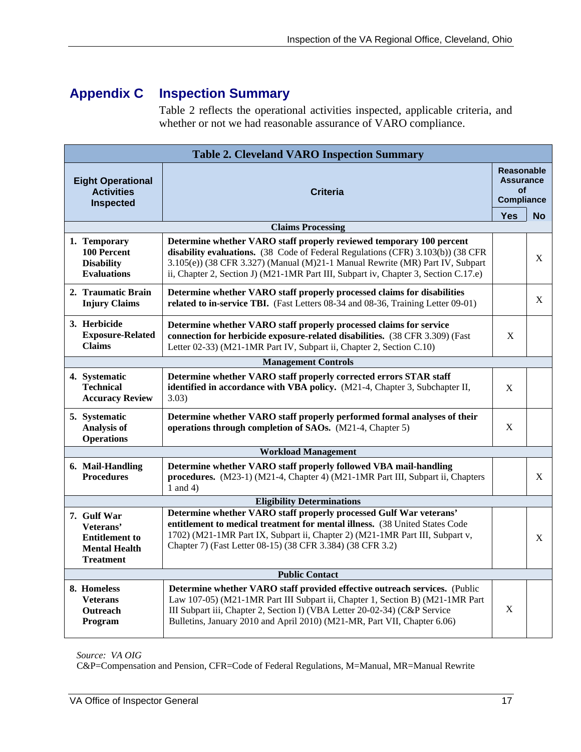# Appendix C Inspection Summary

Table 2 reflects the operational activities inspected, applicable criteria, and whether or not we had reasonable assurance of VARO compliance.

**Table 2. Cleveland VARO Inspection Summary**

| Eight Operational Activities Inspected | Criteria | Reasonable Assurance of Compliance | |
|---|---|---|---|
| | | Yes | No |
| **Claims Processing** | | | |
| **1. Temporary 100 Percent Disability Evaluations** | **Determine whether VARO staff properly reviewed temporary 100 percent disability evaluations.** (38 Code of Federal Regulations (CFR) 3.103(b)) (38 CFR 3.105(e)) (38 CFR 3.327) (Manual (M)21-1 Manual Rewrite (MR) Part IV, Subpart ii, Chapter 2, Section J) (M21-1MR Part III, Subpart iv, Chapter 3, Section C.17.e) | | X |
| **2. Traumatic Brain Injury Claims** | **Determine whether VARO staff properly processed claims for disabilities related to in-service TBI.** (Fast Letters 08-34 and 08-36, Training Letter 09-01) | | X |
| **3. Herbicide Exposure-Related Claims** | **Determine whether VARO staff properly processed claims for service connection for herbicide exposure-related disabilities.** (38 CFR 3.309) (Fast Letter 02-33) (M21-1MR Part IV, Subpart ii, Chapter 2, Section C.10) | X | |
| **Management Controls** | | | |
| **4. Systematic Technical Accuracy Review** | **Determine whether VARO staff properly corrected errors STAR staff identified in accordance with VBA policy.** (M21-4, Chapter 3, Subchapter II, 3.03) | X | |
| **5. Systematic Analysis of Operations** | **Determine whether VARO staff properly performed formal analyses of their operations through completion of SAOs.** (M21-4, Chapter 5) | X | |
| **Workload Management** | | | |
| **6. Mail-Handling Procedures** | **Determine whether VARO staff properly followed VBA mail-handling procedures.** (M23-1) (M21-4, Chapter 4) (M21-1MR Part III, Subpart ii, Chapters 1 and 4) | | X |
| **Eligibility Determinations** | | | |
| **7. Gulf War Veterans' Entitlement to Mental Health Treatment** | **Determine whether VARO staff properly processed Gulf War veterans' entitlement to medical treatment for mental illness.** (38 United States Code 1702) (M21-1MR Part IX, Subpart ii, Chapter 2) (M21-1MR Part III, Subpart v, Chapter 7) (Fast Letter 08-15) (38 CFR 3.384) (38 CFR 3.2) | | X |
| **Public Contact** | | | |
| **8. Homeless Veterans Outreach Program** | **Determine whether VARO staff provided effective outreach services.** (Public Law 107-05) (M21-1MR Part III Subpart ii, Chapter 1, Section B) (M21-1MR Part III Subpart iii, Chapter 2, Section I) (VBA Letter 20-02-34) (C&P Service Bulletins, January 2010 and April 2010) (M21-MR, Part VII, Chapter 6.06) | X | |

*Source: VA OIG*
C&P=Compensation and Pension, CFR=Code of Federal Regulations, M=Manual, MR=Manual Rewrite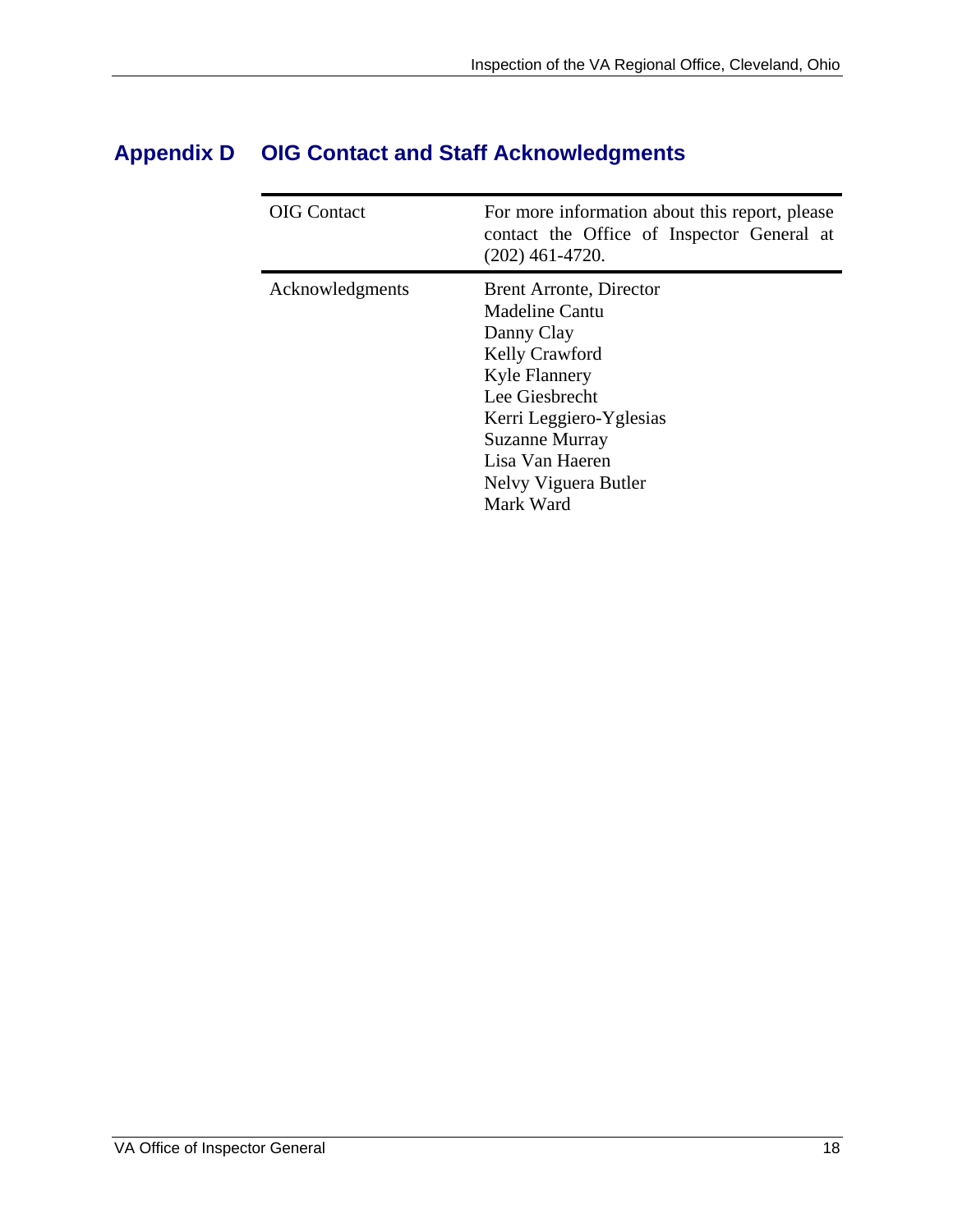## Appendix D OIG Contact and Staff Acknowledgments

| | |
|---|---|
| OIG Contact | For more information about this report, please contact the Office of Inspector General at (202) 461-4720. |
| Acknowledgments | Brent Arronte, Director<br>Madeline Cantu<br>Danny Clay<br>Kelly Crawford<br>Kyle Flannery<br>Lee Giesbrecht<br>Kerri Leggiero-Yglesias<br>Suzanne Murray<br>Lisa Van Haeren<br>Nelvy Viguera Butler<br>Mark Ward |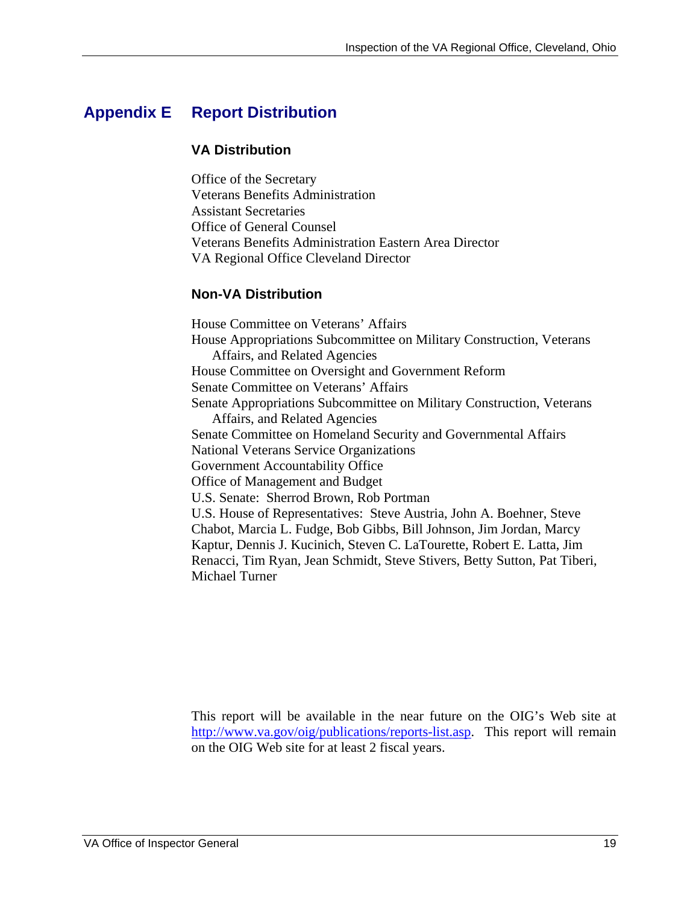## Appendix E Report Distribution

### VA Distribution

Office of the Secretary
Veterans Benefits Administration
Assistant Secretaries
Office of General Counsel
Veterans Benefits Administration Eastern Area Director
VA Regional Office Cleveland Director

### Non-VA Distribution

House Committee on Veterans' Affairs
House Appropriations Subcommittee on Military Construction, Veterans Affairs, and Related Agencies
House Committee on Oversight and Government Reform
Senate Committee on Veterans' Affairs
Senate Appropriations Subcommittee on Military Construction, Veterans Affairs, and Related Agencies
Senate Committee on Homeland Security and Governmental Affairs
National Veterans Service Organizations
Government Accountability Office
Office of Management and Budget
U.S. Senate: Sherrod Brown, Rob Portman
U.S. House of Representatives: Steve Austria, John A. Boehner, Steve Chabot, Marcia L. Fudge, Bob Gibbs, Bill Johnson, Jim Jordan, Marcy Kaptur, Dennis J. Kucinich, Steven C. LaTourette, Robert E. Latta, Jim Renacci, Tim Ryan, Jean Schmidt, Steve Stivers, Betty Sutton, Pat Tiberi, Michael Turner

This report will be available in the near future on the OIG's Web site at http://www.va.gov/oig/publications/reports-list.asp. This report will remain on the OIG Web site for at least 2 fiscal years.